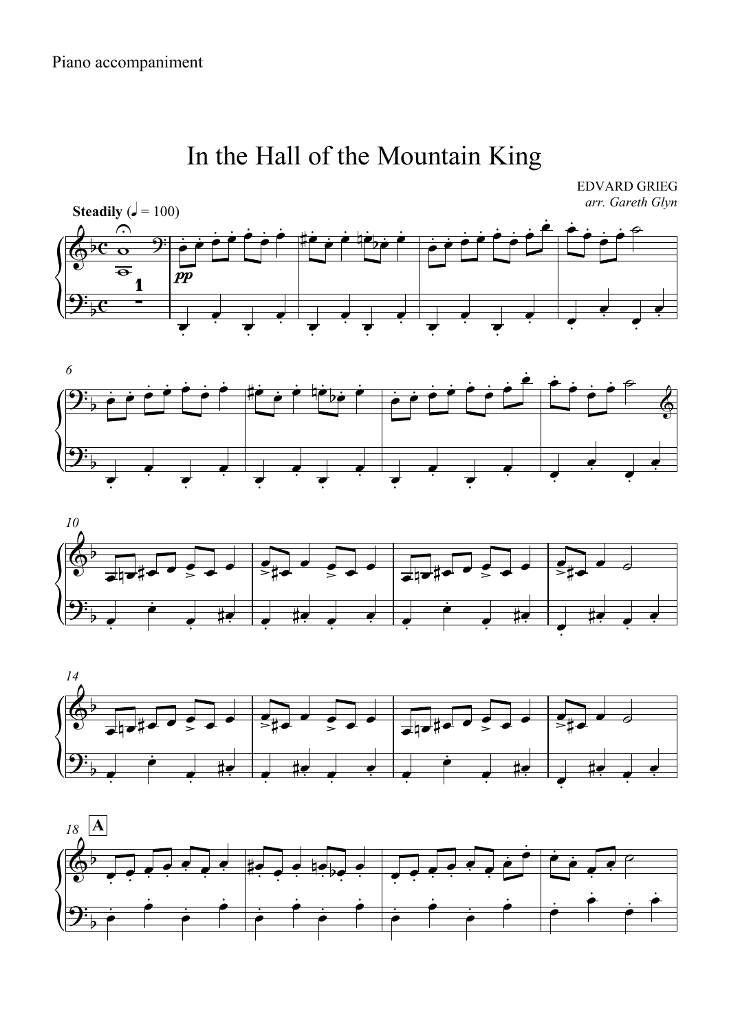Piano accompaniment

# In the Hall of the Mountain King

EDVARD GRIEG
*arr. Gareth Glyn*

**Steadily** (♩ = 100)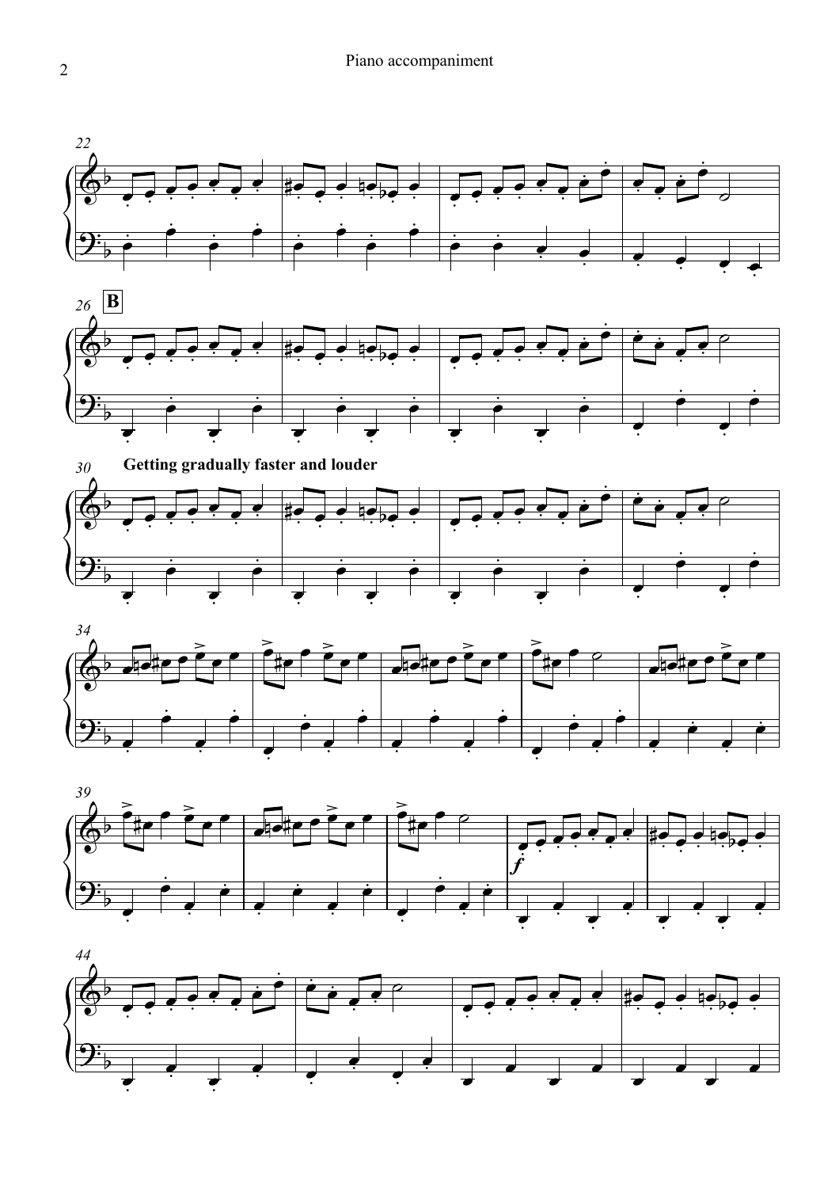**B**

**Getting gradually faster and louder**

*f*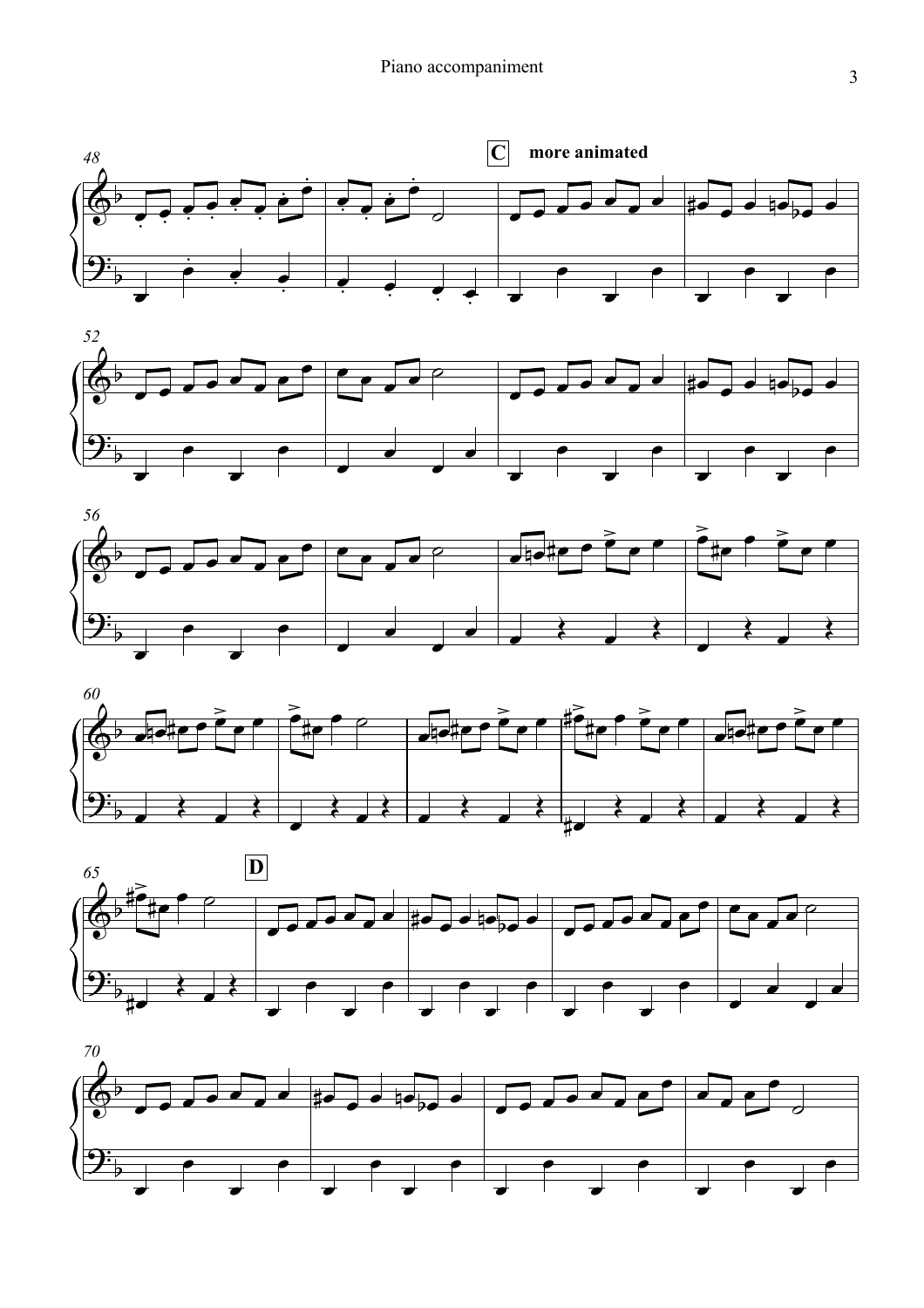**C** **more animated**

**D**